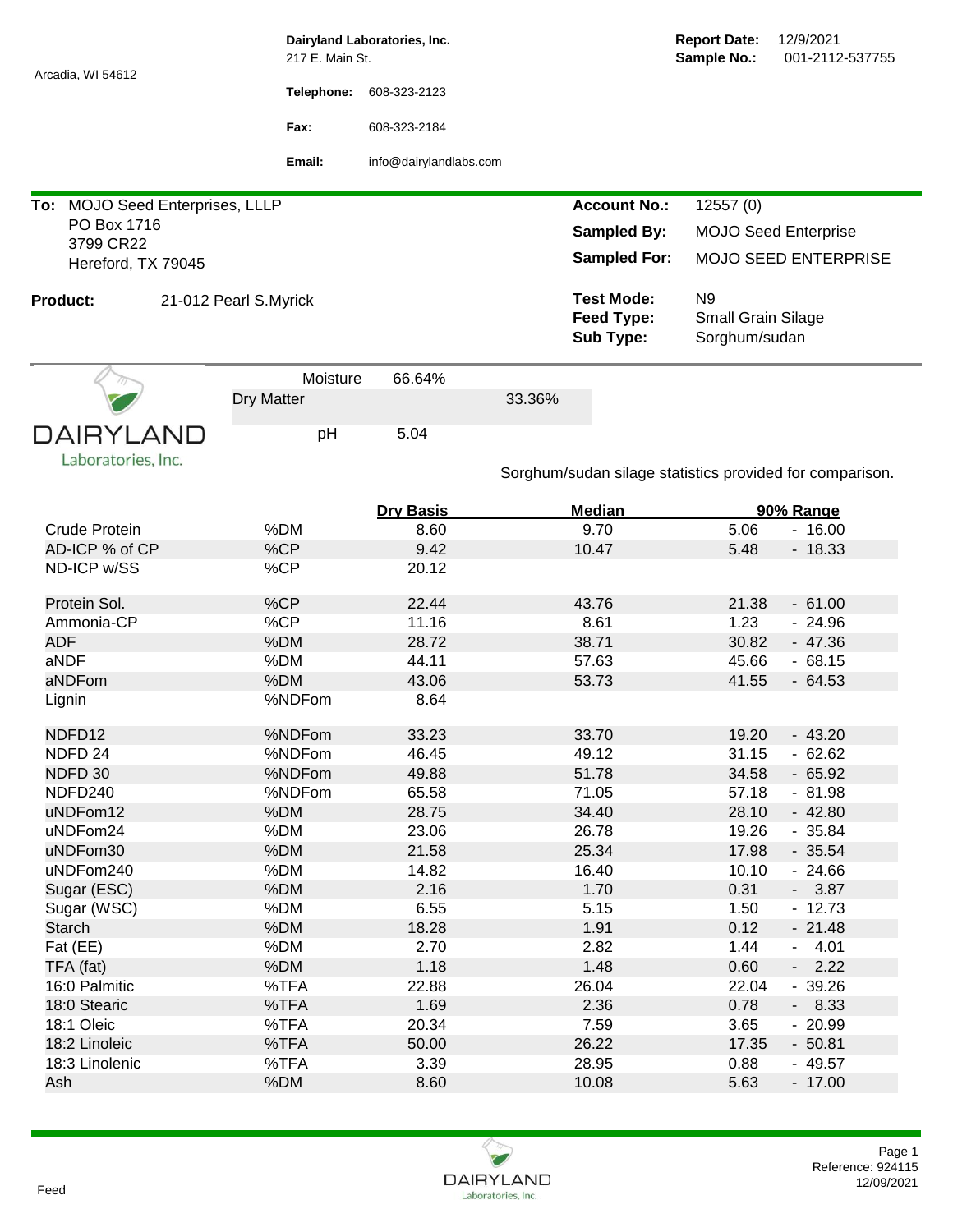Arcadia, WI 54612

**Dairyland Laboratories, Inc.**
217 E. Main St.

**Telephone:** 608-323-2123

**Fax:** 608-323-2184

**Email:** info@dairylandlabs.com

**Report Date:** 12/9/2021
**Sample No.:** 001-2112-537755

**To:** MOJO Seed Enterprises, LLLP
PO Box 1716
3799 CR22
Hereford, TX 79045

**Account No.:** 12557 (0)
**Sampled By:** MOJO Seed Enterprise
**Sampled For:** MOJO SEED ENTERPRISE

**Product:** 21-012 Pearl S.Myrick

**Test Mode:** N9
**Feed Type:** Small Grain Silage
**Sub Type:** Sorghum/sudan

DAIRYLAND
Laboratories, Inc.

| | | |
|---|---|---|
| Moisture | 66.64% | |
| Dry Matter | | 33.36% |
| pH | 5.04 | |

Sorghum/sudan silage statistics provided for comparison.

| | | Dry Basis | Median | 90% Range |
|---|---|---|---|---|
| Crude Protein | %DM | 8.60 | 9.70 | 5.06 - 16.00 |
| AD-ICP % of CP | %CP | 9.42 | 10.47 | 5.48 - 18.33 |
| ND-ICP w/SS | %CP | 20.12 | | |
| Protein Sol. | %CP | 22.44 | 43.76 | 21.38 - 61.00 |
| Ammonia-CP | %CP | 11.16 | 8.61 | 1.23 - 24.96 |
| ADF | %DM | 28.72 | 38.71 | 30.82 - 47.36 |
| aNDF | %DM | 44.11 | 57.63 | 45.66 - 68.15 |
| aNDFom | %DM | 43.06 | 53.73 | 41.55 - 64.53 |
| Lignin | %NDFom | 8.64 | | |
| NDFD12 | %NDFom | 33.23 | 33.70 | 19.20 - 43.20 |
| NDFD 24 | %NDFom | 46.45 | 49.12 | 31.15 - 62.62 |
| NDFD 30 | %NDFom | 49.88 | 51.78 | 34.58 - 65.92 |
| NDFD240 | %NDFom | 65.58 | 71.05 | 57.18 - 81.98 |
| uNDFom12 | %DM | 28.75 | 34.40 | 28.10 - 42.80 |
| uNDFom24 | %DM | 23.06 | 26.78 | 19.26 - 35.84 |
| uNDFom30 | %DM | 21.58 | 25.34 | 17.98 - 35.54 |
| uNDFom240 | %DM | 14.82 | 16.40 | 10.10 - 24.66 |
| Sugar (ESC) | %DM | 2.16 | 1.70 | 0.31 - 3.87 |
| Sugar (WSC) | %DM | 6.55 | 5.15 | 1.50 - 12.73 |
| Starch | %DM | 18.28 | 1.91 | 0.12 - 21.48 |
| Fat (EE) | %DM | 2.70 | 2.82 | 1.44 - 4.01 |
| TFA (fat) | %DM | 1.18 | 1.48 | 0.60 - 2.22 |
| 16:0 Palmitic | %TFA | 22.88 | 26.04 | 22.04 - 39.26 |
| 18:0 Stearic | %TFA | 1.69 | 2.36 | 0.78 - 8.33 |
| 18:1 Oleic | %TFA | 20.34 | 7.59 | 3.65 - 20.99 |
| 18:2 Linoleic | %TFA | 50.00 | 26.22 | 17.35 - 50.81 |
| 18:3 Linolenic | %TFA | 3.39 | 28.95 | 0.88 - 49.57 |
| Ash | %DM | 8.60 | 10.08 | 5.63 - 17.00 |

Feed

Reference: 924115
12/09/2021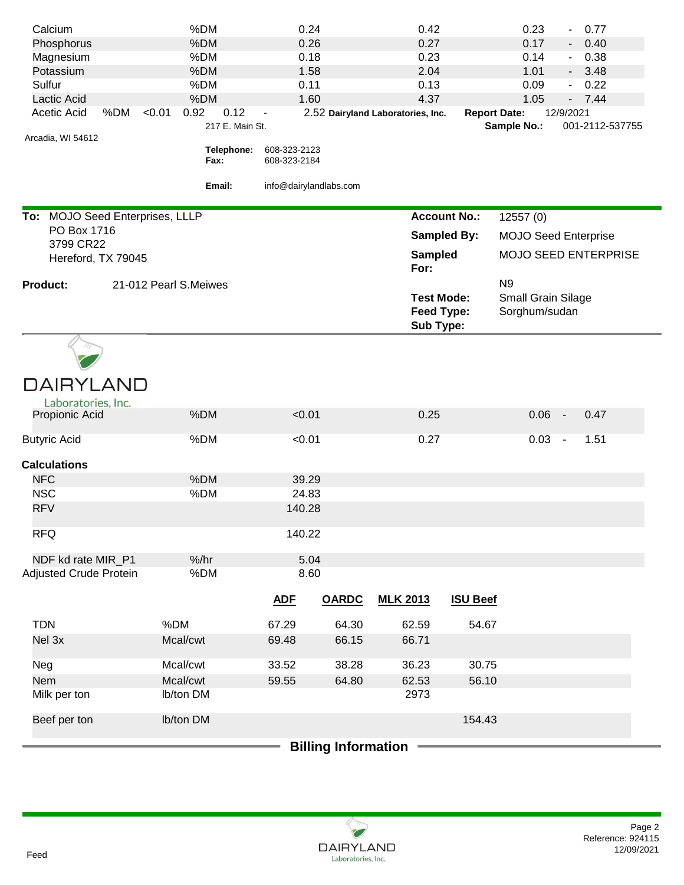| | | | | | |
|---|---|---|---|---|---|
| Calcium | %DM | 0.24 | 0.42 | 0.23 - 0.77 |
| Phosphorus | %DM | 0.26 | 0.27 | 0.17 - 0.40 |
| Magnesium | %DM | 0.18 | 0.23 | 0.14 - 0.38 |
| Potassium | %DM | 1.58 | 2.04 | 1.01 - 3.48 |
| Sulfur | %DM | 0.11 | 0.13 | 0.09 - 0.22 |
| Lactic Acid | %DM | 1.60 | 4.37 | 1.05 - 7.44 |
| Acetic Acid | %DM | <0.01 | 0.92 | 0.12 - 2.52 |

Dairyland Laboratories, Inc.
217 E. Main St.
Arcadia, WI 54612

**Telephone:** 608-323-2123
**Fax:** 608-323-2184
**Email:** info@dairylandlabs.com

**Report Date:** 12/9/2021
**Sample No.:** 001-2112-537755

**To:** MOJO Seed Enterprises, LLLP
PO Box 1716
3799 CR22
Hereford, TX 79045

**Account No.:** 12557 (0)
**Sampled By:** MOJO Seed Enterprise
**Sampled For:** MOJO SEED ENTERPRISE

**Product:** 21-012 Pearl S.Meiwes

N9
**Test Mode:** Small Grain Silage
**Feed Type:** Sorghum/sudan
**Sub Type:**

DAIRYLAND
Laboratories, Inc.

| | | | | |
|---|---|---|---|---|
| Propionic Acid | %DM | <0.01 | 0.25 | 0.06 - 0.47 |
| Butyric Acid | %DM | <0.01 | 0.27 | 0.03 - 1.51 |

**Calculations**

| | | |
|---|---|---|
| NFC | %DM | 39.29 |
| NSC | %DM | 24.83 |
| RFV | | 140.28 |
| RFQ | | 140.22 |
| NDF kd rate MIR_P1 | %/hr | 5.04 |
| Adjusted Crude Protein | %DM | 8.60 |

| | | ADF | OARDC | MLK 2013 | ISU Beef |
|---|---|---|---|---|---|
| TDN | %DM | 67.29 | 64.30 | 62.59 | 54.67 |
| Nel 3x | Mcal/cwt | 69.48 | 66.15 | 66.71 | |
| Neg | Mcal/cwt | 33.52 | 38.28 | 36.23 | 30.75 |
| Nem | Mcal/cwt | 59.55 | 64.80 | 62.53 | 56.10 |
| Milk per ton | lb/ton DM | | | 2973 | |
| Beef per ton | lb/ton DM | | | | 154.43 |

## Billing Information

Feed

Reference: 924115
12/09/2021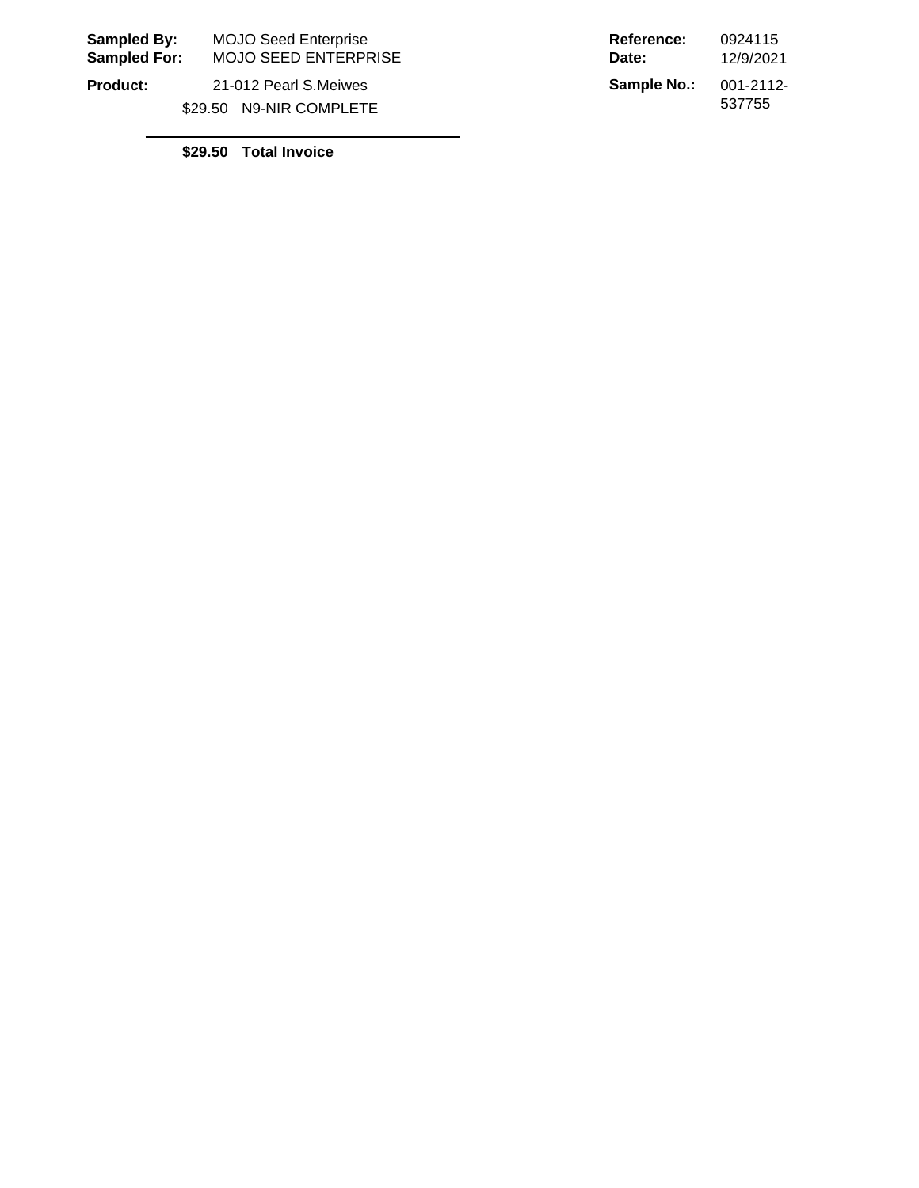**Sampled By:** MOJO Seed Enterprise
**Sampled For:** MOJO SEED ENTERPRISE

**Reference:** 0924115
**Date:** 12/9/2021

**Product:** 21-012 Pearl S.Meiwes

**Sample No.:** 001-2112-537755

$29.50 N9-NIR COMPLETE

---

**$29.50 Total Invoice**